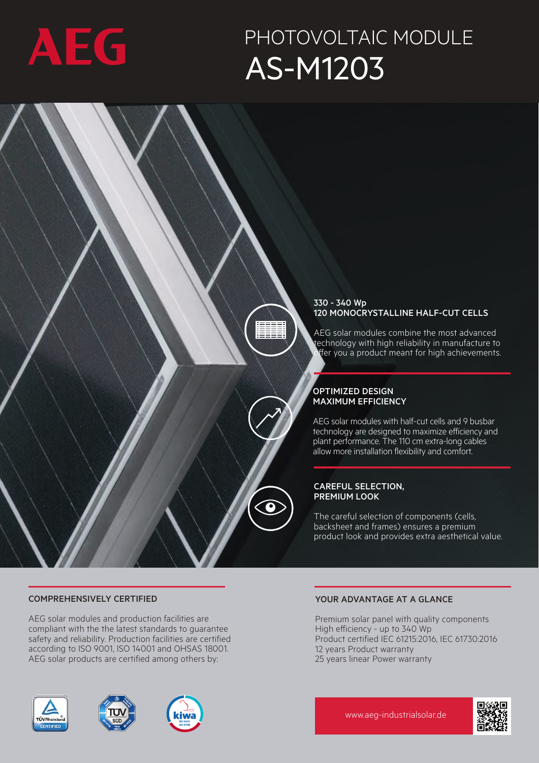AEG

# PHOTOVOLTAIC MODULE
# AS-M1203

### 330 - 340 Wp
### 120 MONOCRYSTALLINE HALF-CUT CELLS

AEG solar modules combine the most advanced technology with high reliability in manufacture to offer you a product meant for high achievements.

### OPTIMIZED DESIGN
### MAXIMUM EFFICIENCY

AEG solar modules with half-cut cells and 9 busbar technology are designed to maximize efficiency and plant performance. The 110 cm extra-long cables allow more installation flexibility and comfort.

### CAREFUL SELECTION, PREMIUM LOOK

The careful selection of components (cells, backsheet and frames) ensures a premium product look and provides extra aesthetical value.

### COMPREHENSIVELY CERTIFIED

AEG solar modules and production facilities are compliant with the the latest standards to guarantee safety and reliability. Production facilities are certified according to ISO 9001, ISO 14001 and OHSAS 18001. AEG solar products are certified among others by:

### YOUR ADVANTAGE AT A GLANCE

Premium solar panel with quality components
High efficiency - up to 340 Wp
Product certified IEC 61215:2016, IEC 61730:2016
12 years Product warranty
25 years linear Power warranty

www.aeg-industrialsolar.de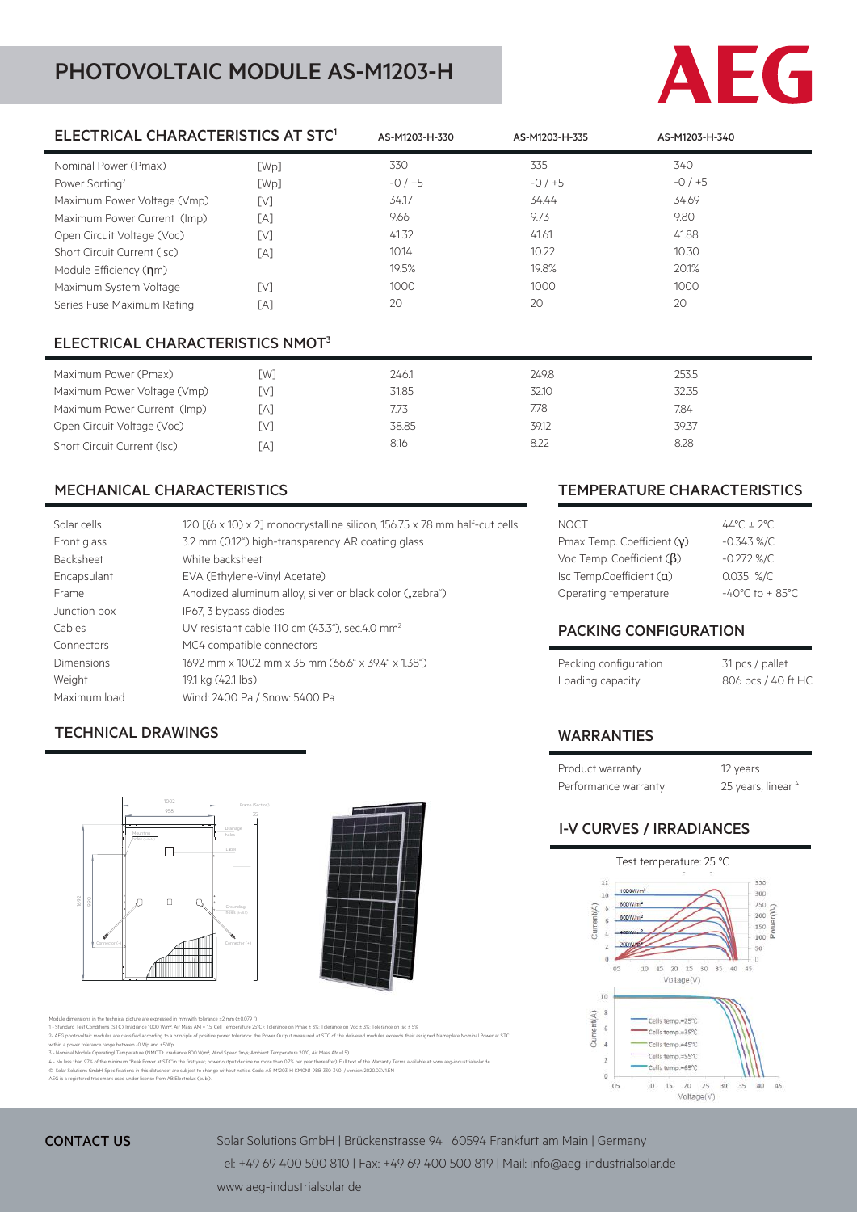# PHOTOVOLTAIC MODULE AS-M1203-H

AEG

## ELECTRICAL CHARACTERISTICS AT STC[1]

| | | AS-M1203-H-330 | AS-M1203-H-335 | AS-M1203-H-340 |
|---|---|---|---|---|
| Nominal Power (Pmax) | [Wp] | 330 | 335 | 340 |
| Power Sorting[2] | [Wp] | -0 / +5 | -0 / +5 | -0 / +5 |
| Maximum Power Voltage (Vmp) | [V] | 34.17 | 34.44 | 34.69 |
| Maximum Power Current (Imp) | [A] | 9.66 | 9.73 | 9.80 |
| Open Circuit Voltage (Voc) | [V] | 41.32 | 41.61 | 41.88 |
| Short Circuit Current (Isc) | [A] | 10.14 | 10.22 | 10.30 |
| Module Efficiency (ηm) | | 19.5% | 19.8% | 20.1% |
| Maximum System Voltage | [V] | 1000 | 1000 | 1000 |
| Series Fuse Maximum Rating | [A] | 20 | 20 | 20 |

## ELECTRICAL CHARACTERISTICS NMOT[3]

| | | | | |
|---|---|---|---|---|
| Maximum Power (Pmax) | [W] | 246.1 | 249.8 | 253.5 |
| Maximum Power Voltage (Vmp) | [V] | 31.85 | 32.10 | 32.35 |
| Maximum Power Current (Imp) | [A] | 7.73 | 7.78 | 7.84 |
| Open Circuit Voltage (Voc) | [V] | 38.85 | 39.12 | 39.37 |
| Short Circuit Current (Isc) | [A] | 8.16 | 8.22 | 8.28 |

## MECHANICAL CHARACTERISTICS

| | |
|---|---|
| Solar cells | 120 [(6 x 10) x 2] monocrystalline silicon, 156.75 x 78 mm half-cut cells |
| Front glass | 3.2 mm (0.12") high-transparency AR coating glass |
| Backsheet | White backsheet |
| Encapsulant | EVA (Ethylene-Vinyl Acetate) |
| Frame | Anodized aluminum alloy, silver or black color („zebra") |
| Junction box | IP67, 3 bypass diodes |
| Cables | UV resistant cable 110 cm (43.3"), sec.4.0 mm² |
| Connectors | MC4 compatible connectors |
| Dimensions | 1692 mm x 1002 mm x 35 mm (66.6" x 39.4" x 1.38") |
| Weight | 19.1 kg (42.1 lbs) |
| Maximum load | Wind: 2400 Pa / Snow: 5400 Pa |

## TEMPERATURE CHARACTERISTICS

| | |
|---|---|
| NOCT | 44°C ± 2°C |
| Pmax Temp. Coefficient (γ) | -0.343 %/C |
| Voc Temp. Coefficient (β) | -0.272 %/C |
| Isc Temp.Coefficient (α) | 0.035 %/C |
| Operating temperature | -40°C to + 85°C |

## PACKING CONFIGURATION

| | |
|---|---|
| Packing configuration | 31 pcs / pallet |
| Loading capacity | 806 pcs / 40 ft HC |

## TECHNICAL DRAWINGS

1002
958
Frame (Section)
35
Mounting holes
Drainage holes
Label
1692
Grounding holes
Connector (-)
Connector (+)

## WARRANTIES

| | |
|---|---|
| Product warranty | 12 years |
| Performance warranty | 25 years, linear [4] |

## I-V CURVES / IRRADIANCES

Test temperature: 25 °C

1000W/m²
800W/m²
600W/m²
400W/m²
200W/m²
Current(A)
Power(W)
Voltage(V)

Cells temp.=25°C
Cells temp.=35°C
Cells temp.=45°C
Cells temp.=55°C
Cells temp.=65°C
Current(A)
Voltage(V)

Module dimensions in the technical picture are expressed in mm with tolerance ±2 mm (±0.079 ")

1 - Standard Test Conditions (STC): Irradiance 1000 W/m², Air Mass AM = 1.5, Cell Temperature 25°C; Tolerance on Pmax ± 3%, Tolerance on Voc ± 3%, Tolerance on Isc ± 5%

2 - AEG photovoltaic modules are classified according to a principle of positive power tolerance: the Power Output measured at STC of the delivered modules exceeds their assigned Nameplate Nominal Power at STC within a power tolerance range between -0 Wp and +5 Wp.

3 - Nominal Module Operating Temperature (NMOT): Irradiance 800 W/m², Wind Speed 1m/s, Ambient Temperature 20°C, Air Mass AM=1.5

4 - No less than 97% of the minimum 'Peak Power at STC' in the first year; power output decline no more than 0.7% per year thereafter). Full text of the Warranty Terms available at: www.aeg-industrialsolar.de

© Solar Solutions GmbH Specifications in this datasheet are subject to change without notice. Code: AS-M1203-H-KMON1-98B-330-340 / version 2020.03V1EN

AEG is a registered trademark used under license from AB Electrolux (publ).

**CONTACT US**

Solar Solutions GmbH | Brückenstrasse 94 | 60594 Frankfurt am Main | Germany

Tel: +49 69 400 500 810 | Fax: +49 69 400 500 819 | Mail: info@aeg-industrialsolar.de

www.aeg-industrialsolar.de